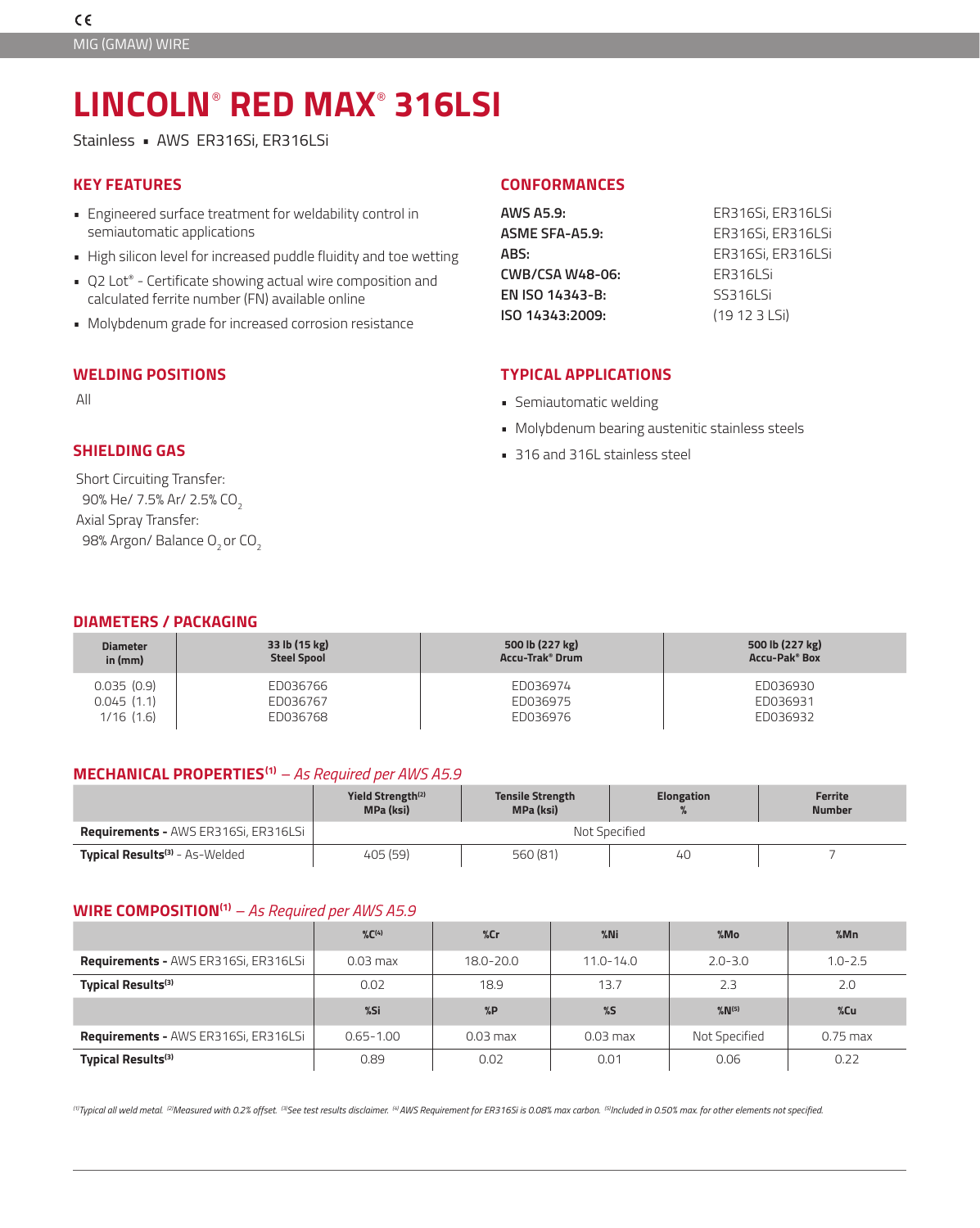MIG (GMAW) WIRE

# LINCOLN® RED MAX® 316LSi

Stainless ▪ AWS ER316Si, ER316LSi

## KEY FEATURES

- Engineered surface treatment for weldability control in semiautomatic applications
- High silicon level for increased puddle fluidity and toe wetting
- Q2 Lot® - Certificate showing actual wire composition and calculated ferrite number (FN) available online
- Molybdenum grade for increased corrosion resistance

## CONFORMANCES

| | |
|---|---|
| **AWS A5.9:** | ER316Si, ER316LSi |
| **ASME SFA-A5.9:** | ER316Si, ER316LSi |
| **ABS:** | ER316Si, ER316LSi |
| **CWB/CSA W48-06:** | ER316LSi |
| **EN ISO 14343-B:** | SS316LSi |
| **ISO 14343:2009:** | (19 12 3 LSi) |

## WELDING POSITIONS

All

## TYPICAL APPLICATIONS

- Semiautomatic welding
- Molybdenum bearing austenitic stainless steels
- 316 and 316L stainless steel

## SHIELDING GAS

Short Circuiting Transfer:
90% He/ 7.5% Ar/ 2.5% $CO_2$
Axial Spray Transfer:
98% Argon/ Balance $O_2$ or $CO_2$

## DIAMETERS / PACKAGING

| Diameter in (mm) | 33 lb (15 kg) Steel Spool | 500 lb (227 kg) Accu-Trak® Drum | 500 lb (227 kg) Accu-Pak® Box |
|---|---|---|---|
| 0.035 (0.9) | ED036766 | ED036974 | ED036930 |
| 0.045 (1.1) | ED036767 | ED036975 | ED036931 |
| 1/16 (1.6) | ED036768 | ED036976 | ED036932 |

## MECHANICAL PROPERTIES[1] – *As Required per AWS A5.9*

| | Yield Strength[2] MPa (ksi) | Tensile Strength MPa (ksi) | Elongation % | Ferrite Number |
|---|---|---|---|---|
| **Requirements -** AWS ER316Si, ER316LSi | Not Specified | | | |
| **Typical Results[3]** - As-Welded | 405 (59) | 560 (81) | 40 | 7 |

## WIRE COMPOSITION[1] – *As Required per AWS A5.9*

| | %C[4] | %Cr | %Ni | %Mo | %Mn |
|---|---|---|---|---|---|
| **Requirements -** AWS ER316Si, ER316LSi | 0.03 max | 18.0-20.0 | 11.0-14.0 | 2.0-3.0 | 1.0-2.5 |
| **Typical Results[3]** | 0.02 | 18.9 | 13.7 | 2.3 | 2.0 |
| | **%Si** | **%P** | **%S** | **%N[5]** | **%Cu** |
| **Requirements -** AWS ER316Si, ER316LSi | 0.65-1.00 | 0.03 max | 0.03 max | Not Specified | 0.75 max |
| **Typical Results[3]** | 0.89 | 0.02 | 0.01 | 0.06 | 0.22 |

*[1]Typical all weld metal. [2]Measured with 0.2% offset. [3]See test results disclaimer. [4] AWS Requirement for ER316Si is 0.08% max carbon. [5]Included in 0.50% max. for other elements not specified.*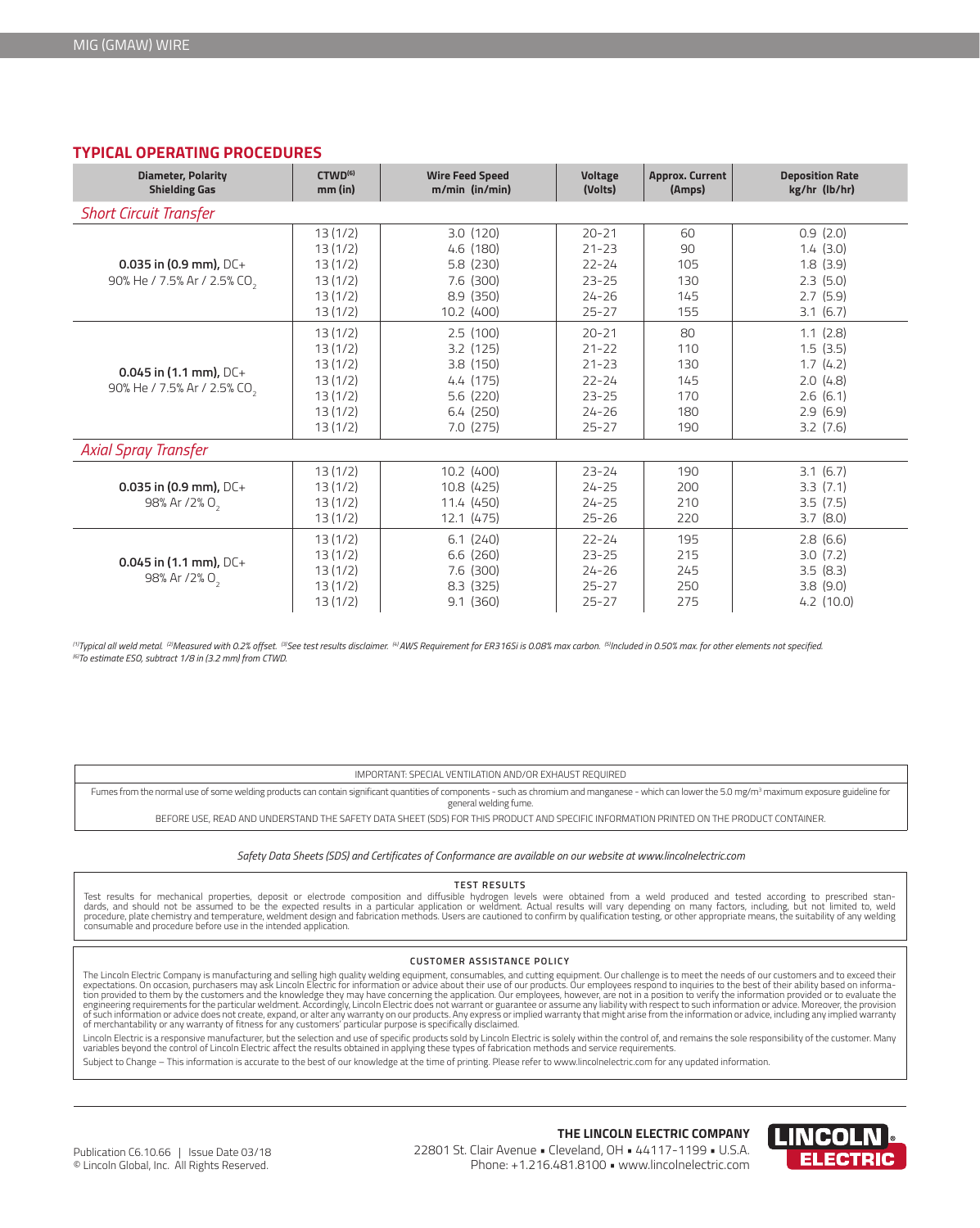## TYPICAL OPERATING PROCEDURES

| Diameter, Polarity Shielding Gas | CTWD[6] mm (in) | Wire Feed Speed m/min (in/min) | Voltage (Volts) | Approx. Current (Amps) | Deposition Rate kg/hr (lb/hr) |
|---|---|---|---|---|---|
| *Short Circuit Transfer* | | | | | |
| **0.035 in (0.9 mm),** DC+ 90% He / 7.5% Ar / 2.5% $CO_2$ | 13 (1/2) | 3.0 (120) | 20-21 | 60 | 0.9 (2.0) |
| | 13 (1/2) | 4.6 (180) | 21-23 | 90 | 1.4 (3.0) |
| | 13 (1/2) | 5.8 (230) | 22-24 | 105 | 1.8 (3.9) |
| | 13 (1/2) | 7.6 (300) | 23-25 | 130 | 2.3 (5.0) |
| | 13 (1/2) | 8.9 (350) | 24-26 | 145 | 2.7 (5.9) |
| | 13 (1/2) | 10.2 (400) | 25-27 | 155 | 3.1 (6.7) |
| **0.045 in (1.1 mm),** DC+ 90% He / 7.5% Ar / 2.5% $CO_2$ | 13 (1/2) | 2.5 (100) | 20-21 | 80 | 1.1 (2.8) |
| | 13 (1/2) | 3.2 (125) | 21-22 | 110 | 1.5 (3.5) |
| | 13 (1/2) | 3.8 (150) | 21-23 | 130 | 1.7 (4.2) |
| | 13 (1/2) | 4.4 (175) | 22-24 | 145 | 2.0 (4.8) |
| | 13 (1/2) | 5.6 (220) | 23-25 | 170 | 2.6 (6.1) |
| | 13 (1/2) | 6.4 (250) | 24-26 | 180 | 2.9 (6.9) |
| | 13 (1/2) | 7.0 (275) | 25-27 | 190 | 3.2 (7.6) |
| *Axial Spray Transfer* | | | | | |
| **0.035 in (0.9 mm),** DC+ 98% Ar /2% $O_2$ | 13 (1/2) | 10.2 (400) | 23-24 | 190 | 3.1 (6.7) |
| | 13 (1/2) | 10.8 (425) | 24-25 | 200 | 3.3 (7.1) |
| | 13 (1/2) | 11.4 (450) | 24-25 | 210 | 3.5 (7.5) |
| | 13 (1/2) | 12.1 (475) | 25-26 | 220 | 3.7 (8.0) |
| **0.045 in (1.1 mm),** DC+ 98% Ar /2% $O_2$ | 13 (1/2) | 6.1 (240) | 22-24 | 195 | 2.8 (6.6) |
| | 13 (1/2) | 6.6 (260) | 23-25 | 215 | 3.0 (7.2) |
| | 13 (1/2) | 7.6 (300) | 24-26 | 245 | 3.5 (8.3) |
| | 13 (1/2) | 8.3 (325) | 25-27 | 250 | 3.8 (9.0) |
| | 13 (1/2) | 9.1 (360) | 25-27 | 275 | 4.2 (10.0) |

*[1]Typical all weld metal. [2]Measured with 0.2% offset. [3]See test results disclaimer. [4]AWS Requirement for ER316Si is 0.08% max carbon. [5]Included in 0.50% max. for other elements not specified.*
*[6]To estimate ESO, subtract 1/8 in (3.2 mm) from CTWD.*

IMPORTANT: SPECIAL VENTILATION AND/OR EXHAUST REQUIRED

Fumes from the normal use of some welding products can contain significant quantities of components - such as chromium and manganese - which can lower the 5.0 mg/m³ maximum exposure guideline for general welding fume.

BEFORE USE, READ AND UNDERSTAND THE SAFETY DATA SHEET (SDS) FOR THIS PRODUCT AND SPECIFIC INFORMATION PRINTED ON THE PRODUCT CONTAINER.

*Safety Data Sheets (SDS) and Certificates of Conformance are available on our website at www.lincolnelectric.com*

**TEST RESULTS**

Test results for mechanical properties, deposit or electrode composition and diffusible hydrogen levels were obtained from a weld produced and tested according to prescribed standards, and should not be assumed to be the expected results in a particular application or weldment. Actual results will vary depending on many factors, including, but not limited to, weld procedure, plate chemistry and temperature, weldment design and fabrication methods. Users are cautioned to confirm by qualification testing, or other appropriate means, the suitability of any welding consumable and procedure before use in the intended application.

**CUSTOMER ASSISTANCE POLICY**

The Lincoln Electric Company is manufacturing and selling high quality welding equipment, consumables, and cutting equipment. Our challenge is to meet the needs of our customers and to exceed their expectations. On occasion, purchasers may ask Lincoln Electric for information or advice about their use of our products. Our employees respond to inquiries to the best of their ability based on information provided to them by the customers and the knowledge they may have concerning the application. Our employees, however, are not in a position to verify the information provided or to evaluate the engineering requirements for the particular weldment. Accordingly, Lincoln Electric does not warrant or guarantee or assume any liability with respect to such information or advice. Moreover, the provision of such information or advice does not create, expand, or alter any warranty on our products. Any express or implied warranty that might arise from the information or advice, including any implied warranty of merchantability or any warranty of fitness for any customers' particular purpose is specifically disclaimed.

Lincoln Electric is a responsive manufacturer, but the selection and use of specific products sold by Lincoln Electric is solely within the control of, and remains the sole responsibility of the customer. Many variables beyond the control of Lincoln Electric affect the results obtained in applying these types of fabrication methods and service requirements.

Subject to Change – This information is accurate to the best of our knowledge at the time of printing. Please refer to www.lincolnelectric.com for any updated information.

Publication C6.10.66 | Issue Date 03/18
© Lincoln Global, Inc. All Rights Reserved.

**THE LINCOLN ELECTRIC COMPANY**
22801 St. Clair Avenue • Cleveland, OH • 44117-1199 • U.S.A.
Phone: +1.216.481.8100 • www.lincolnelectric.com